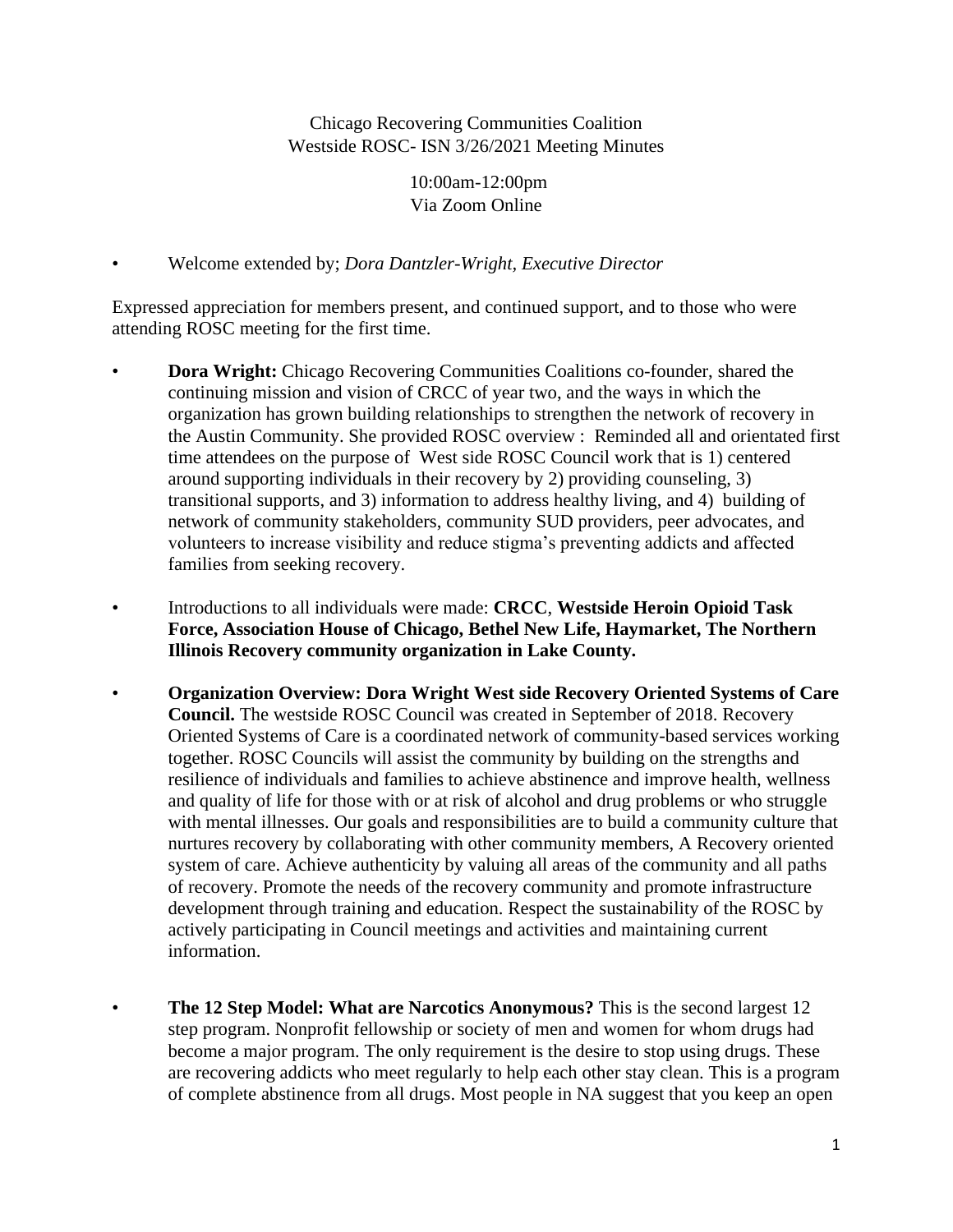Chicago Recovering Communities Coalition
Westside ROSC- ISN 3/26/2021 Meeting Minutes

10:00am-12:00pm
Via Zoom Online

- Welcome extended by; *Dora Dantzler-Wright, Executive Director*

Expressed appreciation for members present, and continued support, and to those who were attending ROSC meeting for the first time.

- **Dora Wright:** Chicago Recovering Communities Coalitions co-founder, shared the continuing mission and vision of CRCC of year two, and the ways in which the organization has grown building relationships to strengthen the network of recovery in the Austin Community. She provided ROSC overview : Reminded all and orientated first time attendees on the purpose of West side ROSC Council work that is 1) centered around supporting individuals in their recovery by 2) providing counseling, 3) transitional supports, and 3) information to address healthy living, and 4) building of network of community stakeholders, community SUD providers, peer advocates, and volunteers to increase visibility and reduce stigma's preventing addicts and affected families from seeking recovery.

- Introductions to all individuals were made: **CRCC**, **Westside Heroin Opioid Task Force, Association House of Chicago, Bethel New Life, Haymarket, The Northern Illinois Recovery community organization in Lake County.**

- **Organization Overview: Dora Wright West side Recovery Oriented Systems of Care Council.** The westside ROSC Council was created in September of 2018. Recovery Oriented Systems of Care is a coordinated network of community-based services working together. ROSC Councils will assist the community by building on the strengths and resilience of individuals and families to achieve abstinence and improve health, wellness and quality of life for those with or at risk of alcohol and drug problems or who struggle with mental illnesses. Our goals and responsibilities are to build a community culture that nurtures recovery by collaborating with other community members, A Recovery oriented system of care. Achieve authenticity by valuing all areas of the community and all paths of recovery. Promote the needs of the recovery community and promote infrastructure development through training and education. Respect the sustainability of the ROSC by actively participating in Council meetings and activities and maintaining current information.

- **The 12 Step Model: What are Narcotics Anonymous?** This is the second largest 12 step program. Nonprofit fellowship or society of men and women for whom drugs had become a major program. The only requirement is the desire to stop using drugs. These are recovering addicts who meet regularly to help each other stay clean. This is a program of complete abstinence from all drugs. Most people in NA suggest that you keep an open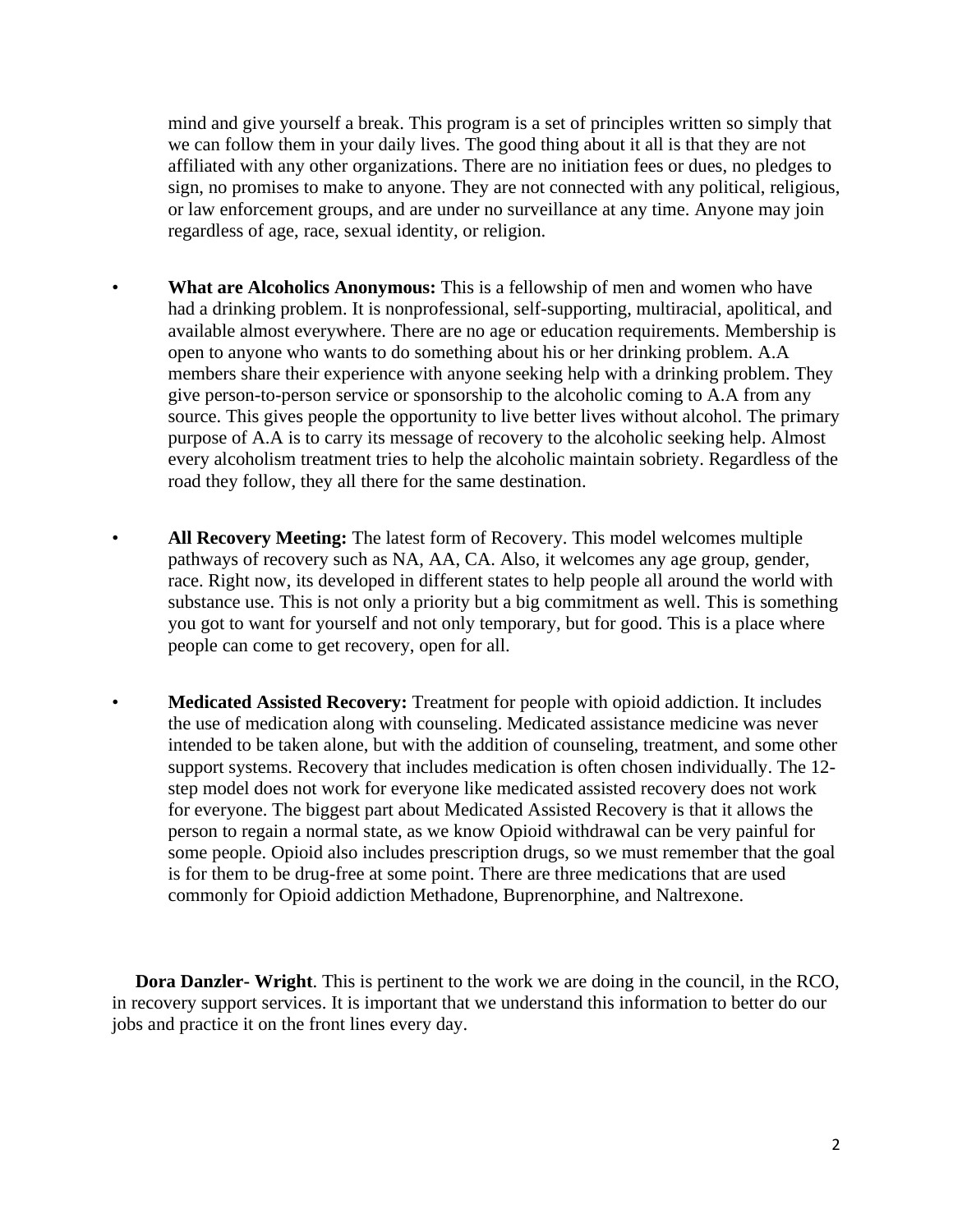mind and give yourself a break. This program is a set of principles written so simply that we can follow them in your daily lives. The good thing about it all is that they are not affiliated with any other organizations. There are no initiation fees or dues, no pledges to sign, no promises to make to anyone. They are not connected with any political, religious, or law enforcement groups, and are under no surveillance at any time. Anyone may join regardless of age, race, sexual identity, or religion.

- **What are Alcoholics Anonymous:** This is a fellowship of men and women who have had a drinking problem. It is nonprofessional, self-supporting, multiracial, apolitical, and available almost everywhere. There are no age or education requirements. Membership is open to anyone who wants to do something about his or her drinking problem. A.A members share their experience with anyone seeking help with a drinking problem. They give person-to-person service or sponsorship to the alcoholic coming to A.A from any source. This gives people the opportunity to live better lives without alcohol. The primary purpose of A.A is to carry its message of recovery to the alcoholic seeking help. Almost every alcoholism treatment tries to help the alcoholic maintain sobriety. Regardless of the road they follow, they all there for the same destination.

- **All Recovery Meeting:** The latest form of Recovery. This model welcomes multiple pathways of recovery such as NA, AA, CA. Also, it welcomes any age group, gender, race. Right now, its developed in different states to help people all around the world with substance use. This is not only a priority but a big commitment as well. This is something you got to want for yourself and not only temporary, but for good. This is a place where people can come to get recovery, open for all.

- **Medicated Assisted Recovery:** Treatment for people with opioid addiction. It includes the use of medication along with counseling. Medicated assistance medicine was never intended to be taken alone, but with the addition of counseling, treatment, and some other support systems. Recovery that includes medication is often chosen individually. The 12-step model does not work for everyone like medicated assisted recovery does not work for everyone. The biggest part about Medicated Assisted Recovery is that it allows the person to regain a normal state, as we know Opioid withdrawal can be very painful for some people. Opioid also includes prescription drugs, so we must remember that the goal is for them to be drug-free at some point. There are three medications that are used commonly for Opioid addiction Methadone, Buprenorphine, and Naltrexone.

**Dora Danzler- Wright**. This is pertinent to the work we are doing in the council, in the RCO, in recovery support services. It is important that we understand this information to better do our jobs and practice it on the front lines every day.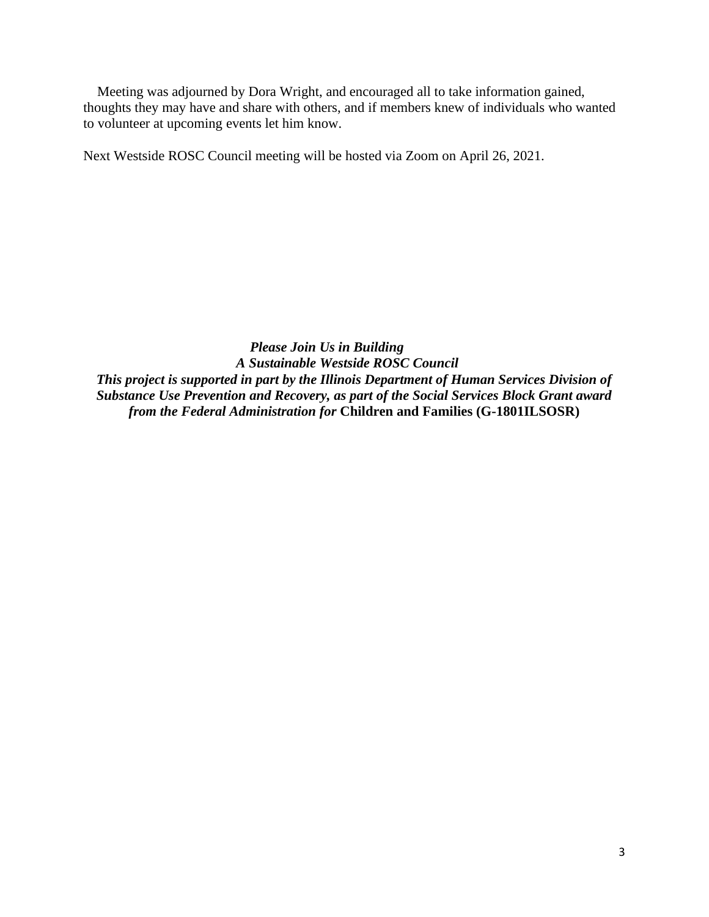Meeting was adjourned by Dora Wright, and encouraged all to take information gained, thoughts they may have and share with others, and if members knew of individuals who wanted to volunteer at upcoming events let him know.

Next Westside ROSC Council meeting will be hosted via Zoom on April 26, 2021.

***Please Join Us in Building***
***A Sustainable Westside ROSC Council***
***This project is supported in part by the Illinois Department of Human Services Division of Substance Use Prevention and Recovery, as part of the Social Services Block Grant award from the Federal Administration for* Children and Families (G-1801ILSOSR)**